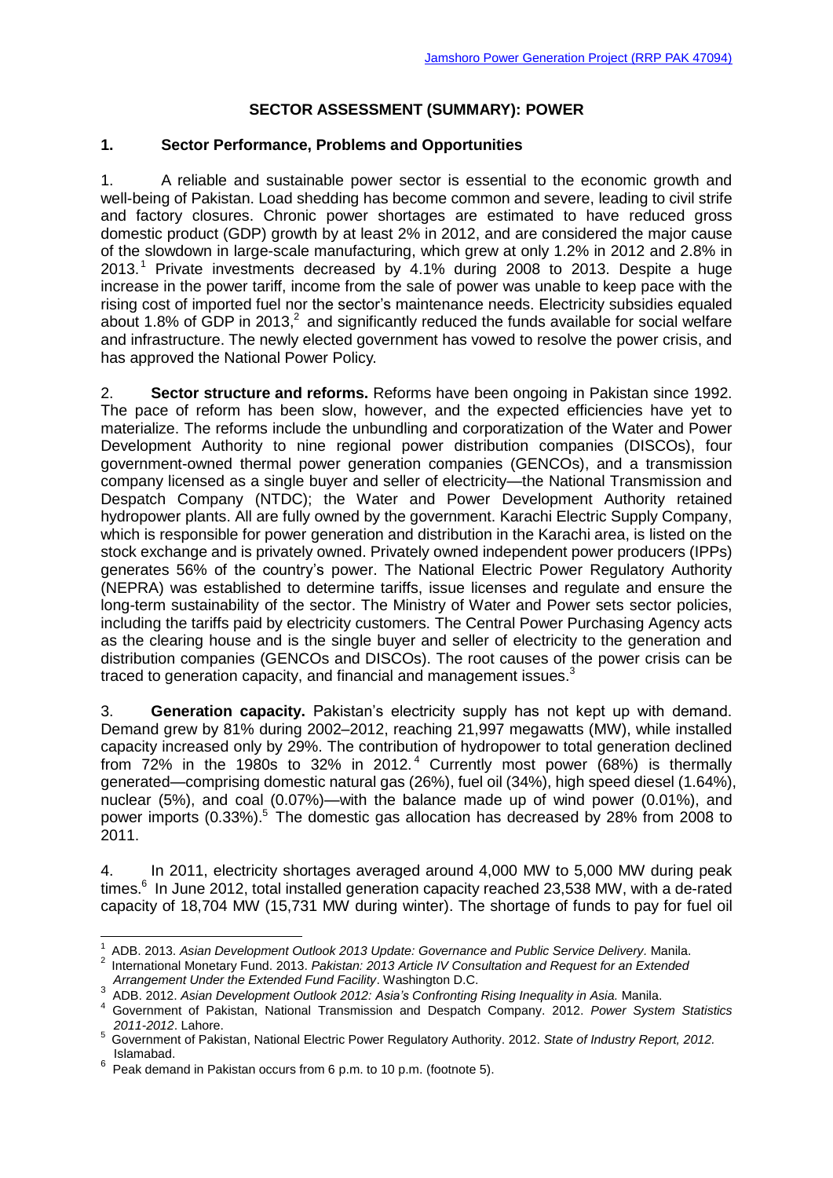# SECTOR ASSESSMENT (SUMMARY): POWER

## 1. Sector Performance, Problems and Opportunities

1. A reliable and sustainable power sector is essential to the economic growth and well-being of Pakistan. Load shedding has become common and severe, leading to civil strife and factory closures. Chronic power shortages are estimated to have reduced gross domestic product (GDP) growth by at least 2% in 2012, and are considered the major cause of the slowdown in large-scale manufacturing, which grew at only 1.2% in 2012 and 2.8% in 2013.[1] Private investments decreased by 4.1% during 2008 to 2013. Despite a huge increase in the power tariff, income from the sale of power was unable to keep pace with the rising cost of imported fuel nor the sector's maintenance needs. Electricity subsidies equaled about 1.8% of GDP in 2013,[2] and significantly reduced the funds available for social welfare and infrastructure. The newly elected government has vowed to resolve the power crisis, and has approved the National Power Policy.

2. **Sector structure and reforms.** Reforms have been ongoing in Pakistan since 1992. The pace of reform has been slow, however, and the expected efficiencies have yet to materialize. The reforms include the unbundling and corporatization of the Water and Power Development Authority to nine regional power distribution companies (DISCOs), four government-owned thermal power generation companies (GENCOs), and a transmission company licensed as a single buyer and seller of electricity—the National Transmission and Despatch Company (NTDC); the Water and Power Development Authority retained hydropower plants. All are fully owned by the government. Karachi Electric Supply Company, which is responsible for power generation and distribution in the Karachi area, is listed on the stock exchange and is privately owned. Privately owned independent power producers (IPPs) generates 56% of the country's power. The National Electric Power Regulatory Authority (NEPRA) was established to determine tariffs, issue licenses and regulate and ensure the long-term sustainability of the sector. The Ministry of Water and Power sets sector policies, including the tariffs paid by electricity customers. The Central Power Purchasing Agency acts as the clearing house and is the single buyer and seller of electricity to the generation and distribution companies (GENCOs and DISCOs). The root causes of the power crisis can be traced to generation capacity, and financial and management issues.[3]

3. **Generation capacity.** Pakistan's electricity supply has not kept up with demand. Demand grew by 81% during 2002–2012, reaching 21,997 megawatts (MW), while installed capacity increased only by 29%. The contribution of hydropower to total generation declined from 72% in the 1980s to 32% in 2012.[4] Currently most power (68%) is thermally generated—comprising domestic natural gas (26%), fuel oil (34%), high speed diesel (1.64%), nuclear (5%), and coal (0.07%)—with the balance made up of wind power (0.01%), and power imports (0.33%).[5] The domestic gas allocation has decreased by 28% from 2008 to 2011.

4. In 2011, electricity shortages averaged around 4,000 MW to 5,000 MW during peak times.[6] In June 2012, total installed generation capacity reached 23,538 MW, with a de-rated capacity of 18,704 MW (15,731 MW during winter). The shortage of funds to pay for fuel oil

---

[1] ADB. 2013. *Asian Development Outlook 2013 Update: Governance and Public Service Delivery*. Manila.

[2] International Monetary Fund. 2013. *Pakistan: 2013 Article IV Consultation and Request for an Extended Arrangement Under the Extended Fund Facility*. Washington D.C.

[3] ADB. 2012. *Asian Development Outlook 2012: Asia's Confronting Rising Inequality in Asia.* Manila.

[4] Government of Pakistan, National Transmission and Despatch Company. 2012. *Power System Statistics 2011-2012*. Lahore.

[5] Government of Pakistan, National Electric Power Regulatory Authority. 2012. *State of Industry Report, 2012.* Islamabad.

[6] Peak demand in Pakistan occurs from 6 p.m. to 10 p.m. (footnote 5).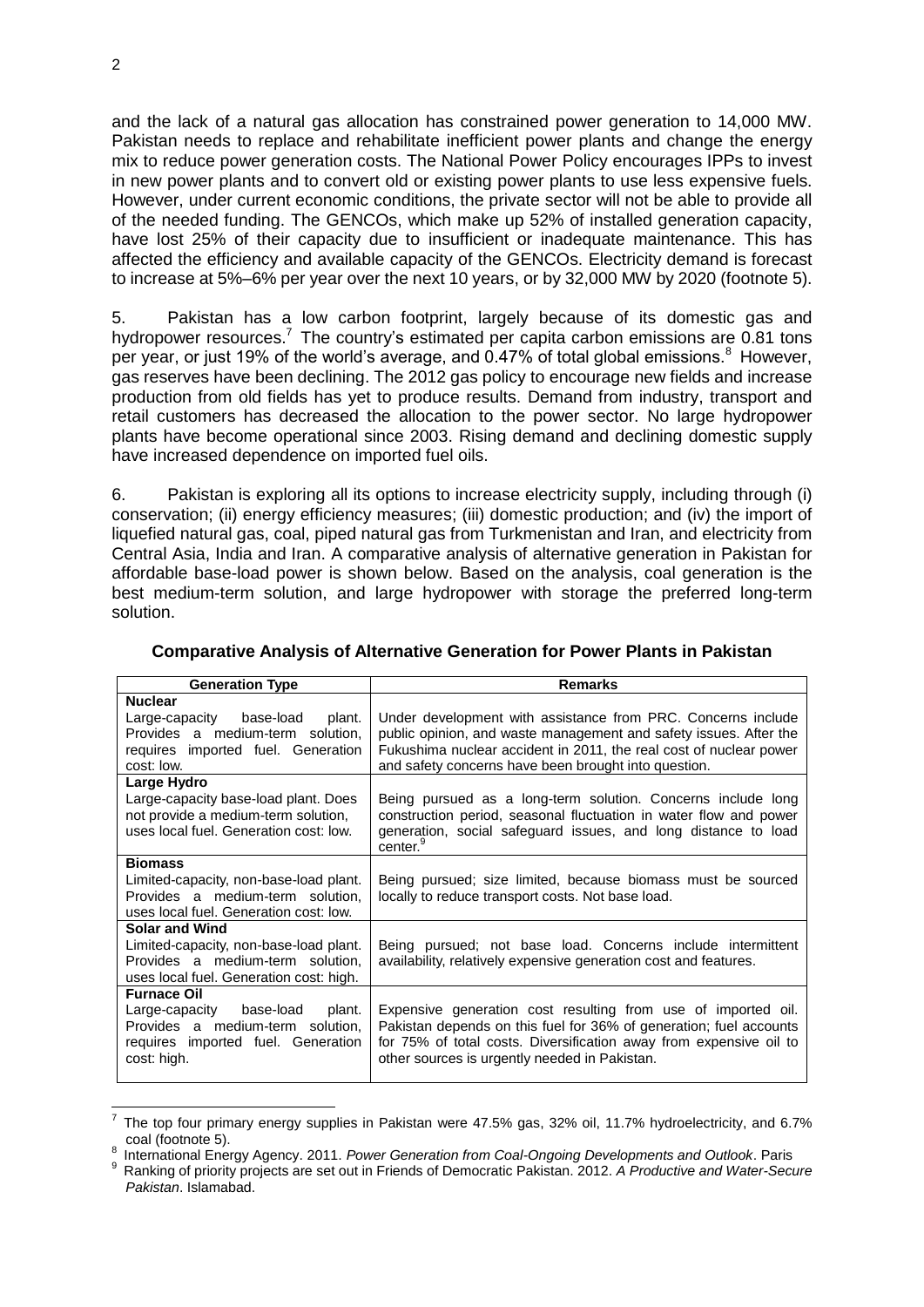and the lack of a natural gas allocation has constrained power generation to 14,000 MW. Pakistan needs to replace and rehabilitate inefficient power plants and change the energy mix to reduce power generation costs. The National Power Policy encourages IPPs to invest in new power plants and to convert old or existing power plants to use less expensive fuels. However, under current economic conditions, the private sector will not be able to provide all of the needed funding. The GENCOs, which make up 52% of installed generation capacity, have lost 25% of their capacity due to insufficient or inadequate maintenance. This has affected the efficiency and available capacity of the GENCOs. Electricity demand is forecast to increase at 5%–6% per year over the next 10 years, or by 32,000 MW by 2020 (footnote 5).

5. Pakistan has a low carbon footprint, largely because of its domestic gas and hydropower resources.[7] The country's estimated per capita carbon emissions are 0.81 tons per year, or just 19% of the world's average, and 0.47% of total global emissions.[8] However, gas reserves have been declining. The 2012 gas policy to encourage new fields and increase production from old fields has yet to produce results. Demand from industry, transport and retail customers has decreased the allocation to the power sector. No large hydropower plants have become operational since 2003. Rising demand and declining domestic supply have increased dependence on imported fuel oils.

6. Pakistan is exploring all its options to increase electricity supply, including through (i) conservation; (ii) energy efficiency measures; (iii) domestic production; and (iv) the import of liquefied natural gas, coal, piped natural gas from Turkmenistan and Iran, and electricity from Central Asia, India and Iran. A comparative analysis of alternative generation in Pakistan for affordable base-load power is shown below. Based on the analysis, coal generation is the best medium-term solution, and large hydropower with storage the preferred long-term solution.

**Comparative Analysis of Alternative Generation for Power Plants in Pakistan**

| Generation Type | Remarks |
|---|---|
| **Nuclear**<br>Large-capacity base-load plant. Provides a medium-term solution, requires imported fuel. Generation cost: low. | Under development with assistance from PRC. Concerns include public opinion, and waste management and safety issues. After the Fukushima nuclear accident in 2011, the real cost of nuclear power and safety concerns have been brought into question. |
| **Large Hydro**<br>Large-capacity base-load plant. Does not provide a medium-term solution, uses local fuel. Generation cost: low. | Being pursued as a long-term solution. Concerns include long construction period, seasonal fluctuation in water flow and power generation, social safeguard issues, and long distance to load center.[9] |
| **Biomass**<br>Limited-capacity, non-base-load plant. Provides a medium-term solution, uses local fuel. Generation cost: low. | Being pursued; size limited, because biomass must be sourced locally to reduce transport costs. Not base load. |
| **Solar and Wind**<br>Limited-capacity, non-base-load plant. Provides a medium-term solution, uses local fuel. Generation cost: high. | Being pursued; not base load. Concerns include intermittent availability, relatively expensive generation cost and features. |
| **Furnace Oil**<br>Large-capacity base-load plant. Provides a medium-term solution, requires imported fuel. Generation cost: high. | Expensive generation cost resulting from use of imported oil. Pakistan depends on this fuel for 36% of generation; fuel accounts for 75% of total costs. Diversification away from expensive oil to other sources is urgently needed in Pakistan. |

[7] The top four primary energy supplies in Pakistan were 47.5% gas, 32% oil, 11.7% hydroelectricity, and 6.7% coal (footnote 5).

[8] International Energy Agency. 2011. *Power Generation from Coal-Ongoing Developments and Outlook*. Paris

[9] Ranking of priority projects are set out in Friends of Democratic Pakistan. 2012. *A Productive and Water-Secure Pakistan*. Islamabad.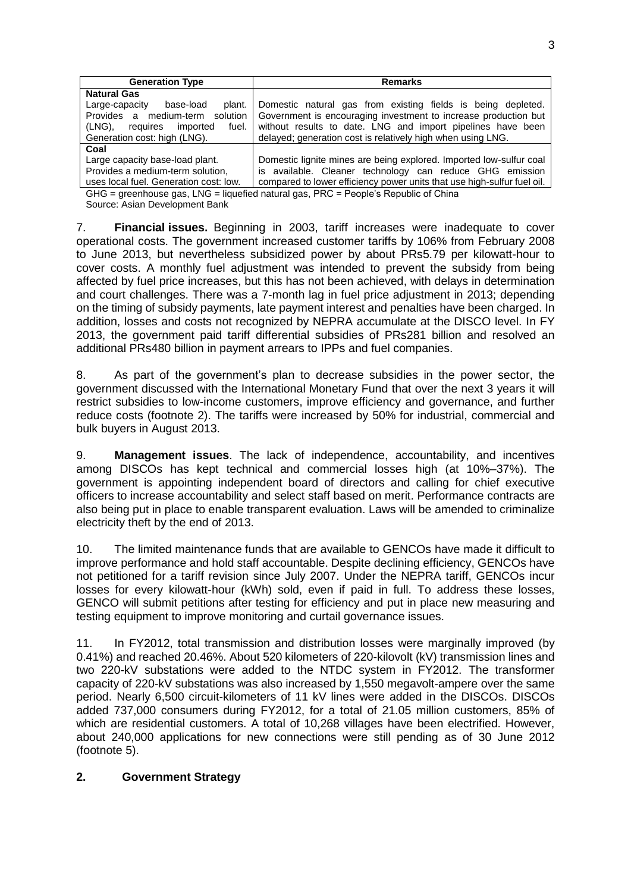| Generation Type | Remarks |
| --- | --- |
| **Natural Gas** | |
| Large-capacity base-load plant. Provides a medium-term solution (LNG), requires imported fuel. Generation cost: high (LNG). | Domestic natural gas from existing fields is being depleted. Government is encouraging investment to increase production but without results to date. LNG and import pipelines have been delayed; generation cost is relatively high when using LNG. |
| **Coal** | |
| Large capacity base-load plant. Provides a medium-term solution, uses local fuel. Generation cost: low. | Domestic lignite mines are being explored. Imported low-sulfur coal is available. Cleaner technology can reduce GHG emission compared to lower efficiency power units that use high-sulfur fuel oil. |

GHG = greenhouse gas, LNG = liquefied natural gas, PRC = People's Republic of China
Source: Asian Development Bank

7. **Financial issues.** Beginning in 2003, tariff increases were inadequate to cover operational costs. The government increased customer tariffs by 106% from February 2008 to June 2013, but nevertheless subsidized power by about PRs5.79 per kilowatt-hour to cover costs. A monthly fuel adjustment was intended to prevent the subsidy from being affected by fuel price increases, but this has not been achieved, with delays in determination and court challenges. There was a 7-month lag in fuel price adjustment in 2013; depending on the timing of subsidy payments, late payment interest and penalties have been charged. In addition, losses and costs not recognized by NEPRA accumulate at the DISCO level. In FY 2013, the government paid tariff differential subsidies of PRs281 billion and resolved an additional PRs480 billion in payment arrears to IPPs and fuel companies.

8. As part of the government's plan to decrease subsidies in the power sector, the government discussed with the International Monetary Fund that over the next 3 years it will restrict subsidies to low-income customers, improve efficiency and governance, and further reduce costs (footnote 2). The tariffs were increased by 50% for industrial, commercial and bulk buyers in August 2013.

9. **Management issues**. The lack of independence, accountability, and incentives among DISCOs has kept technical and commercial losses high (at 10%–37%). The government is appointing independent board of directors and calling for chief executive officers to increase accountability and select staff based on merit. Performance contracts are also being put in place to enable transparent evaluation. Laws will be amended to criminalize electricity theft by the end of 2013.

10. The limited maintenance funds that are available to GENCOs have made it difficult to improve performance and hold staff accountable. Despite declining efficiency, GENCOs have not petitioned for a tariff revision since July 2007. Under the NEPRA tariff, GENCOs incur losses for every kilowatt-hour (kWh) sold, even if paid in full. To address these losses, GENCO will submit petitions after testing for efficiency and put in place new measuring and testing equipment to improve monitoring and curtail governance issues.

11. In FY2012, total transmission and distribution losses were marginally improved (by 0.41%) and reached 20.46%. About 520 kilometers of 220-kilovolt (kV) transmission lines and two 220-kV substations were added to the NTDC system in FY2012. The transformer capacity of 220-kV substations was also increased by 1,550 megavolt-ampere over the same period. Nearly 6,500 circuit-kilometers of 11 kV lines were added in the DISCOs. DISCOs added 737,000 consumers during FY2012, for a total of 21.05 million customers, 85% of which are residential customers. A total of 10,268 villages have been electrified. However, about 240,000 applications for new connections were still pending as of 30 June 2012 (footnote 5).

## 2. Government Strategy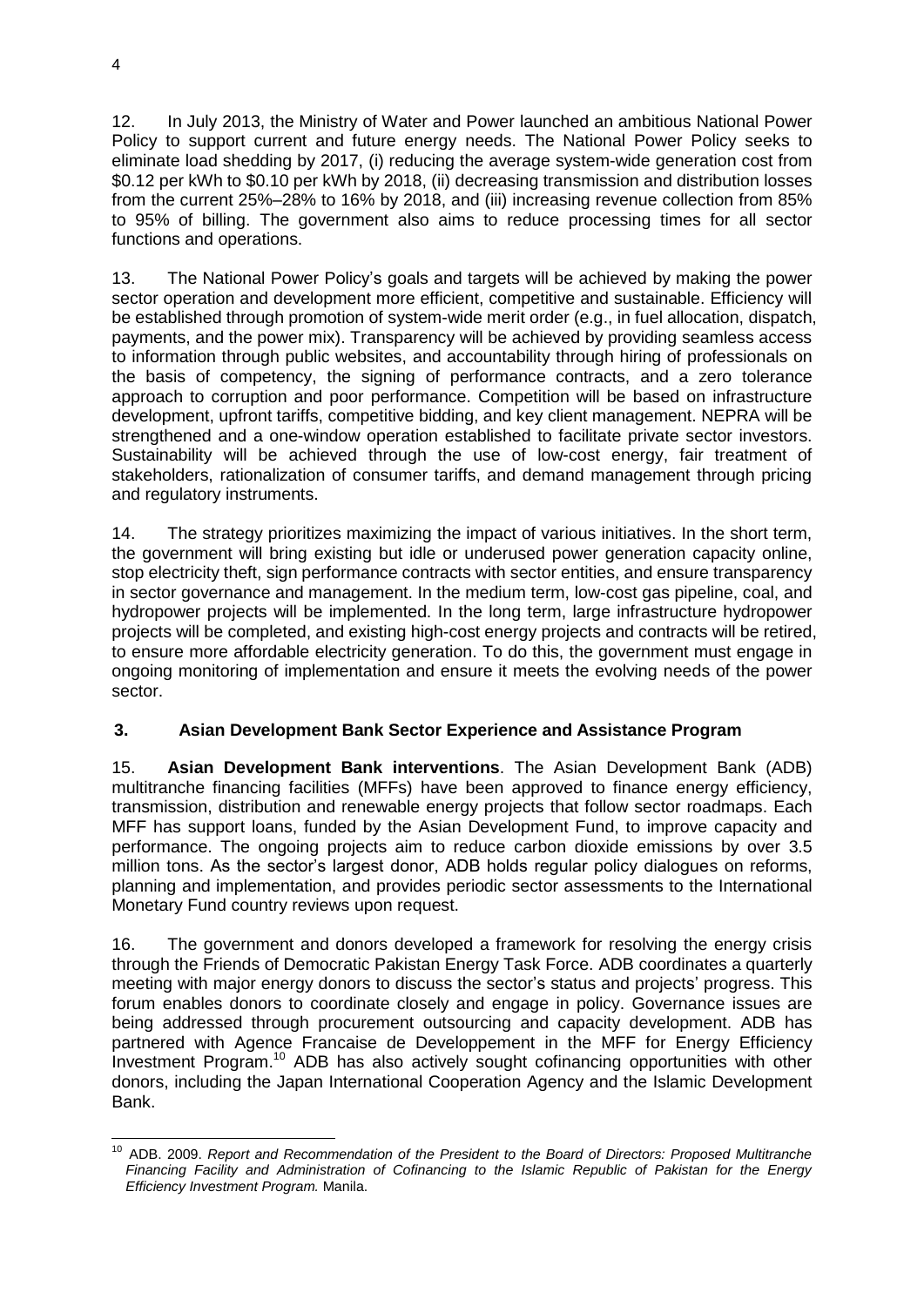12. In July 2013, the Ministry of Water and Power launched an ambitious National Power Policy to support current and future energy needs. The National Power Policy seeks to eliminate load shedding by 2017, (i) reducing the average system-wide generation cost from $0.12 per kWh to $0.10 per kWh by 2018, (ii) decreasing transmission and distribution losses from the current 25%–28% to 16% by 2018, and (iii) increasing revenue collection from 85% to 95% of billing. The government also aims to reduce processing times for all sector functions and operations.

13. The National Power Policy's goals and targets will be achieved by making the power sector operation and development more efficient, competitive and sustainable. Efficiency will be established through promotion of system-wide merit order (e.g., in fuel allocation, dispatch, payments, and the power mix). Transparency will be achieved by providing seamless access to information through public websites, and accountability through hiring of professionals on the basis of competency, the signing of performance contracts, and a zero tolerance approach to corruption and poor performance. Competition will be based on infrastructure development, upfront tariffs, competitive bidding, and key client management. NEPRA will be strengthened and a one-window operation established to facilitate private sector investors. Sustainability will be achieved through the use of low-cost energy, fair treatment of stakeholders, rationalization of consumer tariffs, and demand management through pricing and regulatory instruments.

14. The strategy prioritizes maximizing the impact of various initiatives. In the short term, the government will bring existing but idle or underused power generation capacity online, stop electricity theft, sign performance contracts with sector entities, and ensure transparency in sector governance and management. In the medium term, low-cost gas pipeline, coal, and hydropower projects will be implemented. In the long term, large infrastructure hydropower projects will be completed, and existing high-cost energy projects and contracts will be retired, to ensure more affordable electricity generation. To do this, the government must engage in ongoing monitoring of implementation and ensure it meets the evolving needs of the power sector.

### 3. Asian Development Bank Sector Experience and Assistance Program

15. **Asian Development Bank interventions**. The Asian Development Bank (ADB) multitranche financing facilities (MFFs) have been approved to finance energy efficiency, transmission, distribution and renewable energy projects that follow sector roadmaps. Each MFF has support loans, funded by the Asian Development Fund, to improve capacity and performance. The ongoing projects aim to reduce carbon dioxide emissions by over 3.5 million tons. As the sector's largest donor, ADB holds regular policy dialogues on reforms, planning and implementation, and provides periodic sector assessments to the International Monetary Fund country reviews upon request.

16. The government and donors developed a framework for resolving the energy crisis through the Friends of Democratic Pakistan Energy Task Force. ADB coordinates a quarterly meeting with major energy donors to discuss the sector's status and projects' progress. This forum enables donors to coordinate closely and engage in policy. Governance issues are being addressed through procurement outsourcing and capacity development. ADB has partnered with Agence Francaise de Developpement in the MFF for Energy Efficiency Investment Program.[10] ADB has also actively sought cofinancing opportunities with other donors, including the Japan International Cooperation Agency and the Islamic Development Bank.

---

[10] ADB. 2009. *Report and Recommendation of the President to the Board of Directors: Proposed Multitranche Financing Facility and Administration of Cofinancing to the Islamic Republic of Pakistan for the Energy Efficiency Investment Program.* Manila.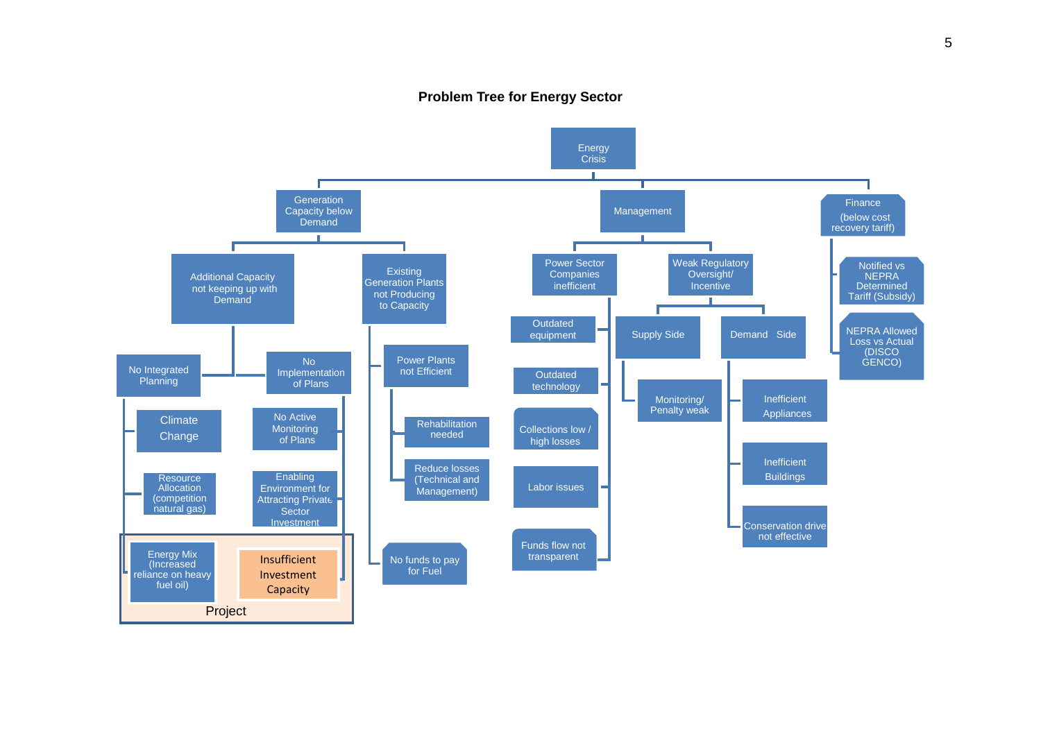# Problem Tree for Energy Sector

- Energy Crisis
  - Generation Capacity below Demand
    - Additional Capacity not keeping up with Demand
      - No Integrated Planning
        - Climate Change
        - Resource Allocation (competition natural gas)
        - Energy Mix (Increased reliance on heavy fuel oil)
      - No Implementation of Plans
        - No Active Monitoring of Plans
        - Enabling Environment for Attracting Private Sector Investment
        - Insufficient Investment Capacity
    - Existing Generation Plants not Producing to Capacity
      - Power Plants not Efficient
        - Rehabilitation needed
        - Reduce losses (Technical and Management)
      - No funds to pay for Fuel
  - Management
    - Power Sector Companies inefficient
      - Outdated equipment
      - Outdated technology
      - Collections low / high losses
      - Labor issues
      - Funds flow not transparent
    - Weak Regulatory Oversight/ Incentive
      - Supply Side
        - Monitoring/ Penalty weak
      - Demand Side
        - Inefficient Appliances
        - Inefficient Buildings
        - Conservation drive not effective
  - Finance (below cost recovery tariff)
    - Notified vs NEPRA Determined Tariff (Subsidy)
    - NEPRA Allowed Loss vs Actual (DISCO GENCO)

Project: Energy Mix (Increased reliance on heavy fuel oil); Insufficient Investment Capacity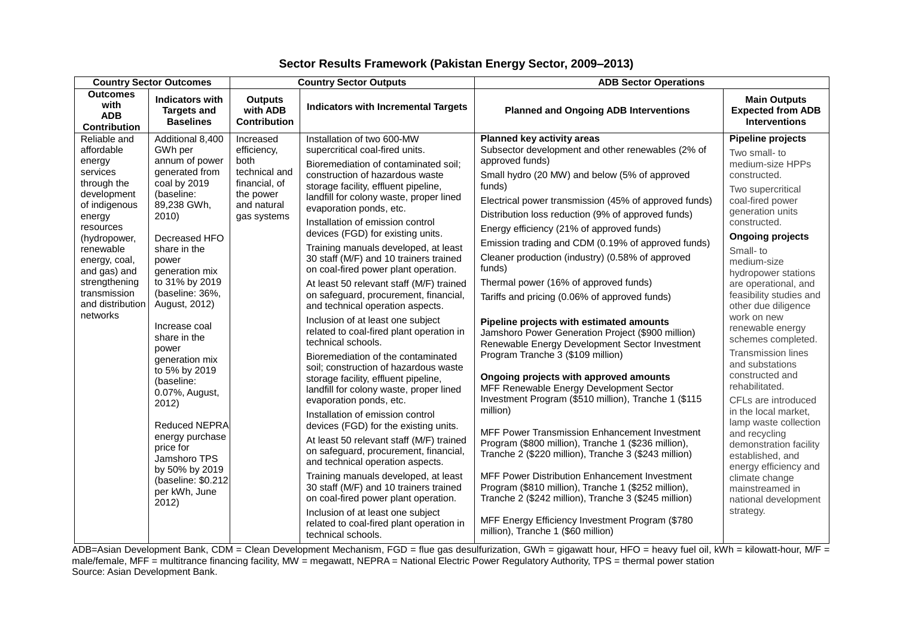**Sector Results Framework (Pakistan Energy Sector, 2009–2013)**

| Country Sector Outcomes | | Country Sector Outputs | | ADB Sector Operations | |
|---|---|---|---|---|---|
| **Outcomes with ADB Contribution** | **Indicators with Targets and Baselines** | **Outputs with ADB Contribution** | **Indicators with Incremental Targets** | **Planned and Ongoing ADB Interventions** | **Main Outputs Expected from ADB Interventions** |
| Reliable and affordable energy services through the development of indigenous energy resources (hydropower, renewable energy, coal, and gas) and strengthening transmission and distribution networks | Additional 8,400 GWh per annum of power generated from coal by 2019 (baseline: 89,238 GWh, 2010)<br><br>Decreased HFO share in the power generation mix to 31% by 2019 (baseline: 36%, August, 2012)<br><br>Increase coal share in the power generation mix to 5% by 2019 (baseline: 0.07%, August, 2012)<br><br>Reduced NEPRA energy purchase price for Jamshoro TPS by 50% by 2019 (baseline: $0.212 per kWh, June 2012) | Increased efficiency, both technical and financial, of the power and natural gas systems | Installation of two 600-MW supercritical coal-fired units.<br><br>Bioremediation of contaminated soil; construction of hazardous waste storage facility, effluent pipeline, landfill for colony waste, proper lined evaporation ponds, etc.<br><br>Installation of emission control devices (FGD) for existing units.<br><br>Training manuals developed, at least 30 staff (M/F) and 10 trainers trained on coal-fired power plant operation.<br><br>At least 50 relevant staff (M/F) trained on safeguard, procurement, financial, and technical operation aspects.<br><br>Inclusion of at least one subject related to coal-fired plant operation in technical schools.<br><br>Bioremediation of the contaminated soil; construction of hazardous waste storage facility, effluent pipeline, landfill for colony waste, proper lined evaporation ponds, etc.<br><br>Installation of emission control devices (FGD) for the existing units.<br><br>At least 50 relevant staff (M/F) trained on safeguard, procurement, financial, and technical operation aspects.<br><br>Training manuals developed, at least 30 staff (M/F) and 10 trainers trained on coal-fired power plant operation.<br><br>Inclusion of at least one subject related to coal-fired plant operation in technical schools. | **Planned key activity areas**<br>Subsector development and other renewables (2% of approved funds)<br>Small hydro (20 MW) and below (5% of approved funds)<br>Electrical power transmission (45% of approved funds)<br>Distribution loss reduction (9% of approved funds)<br>Energy efficiency (21% of approved funds)<br>Emission trading and CDM (0.19% of approved funds)<br>Cleaner production (industry) (0.58% of approved funds)<br>Thermal power (16% of approved funds)<br>Tariffs and pricing (0.06% of approved funds)<br><br>**Pipeline projects with estimated amounts**<br>Jamshoro Power Generation Project ($900 million)<br>Renewable Energy Development Sector Investment Program Tranche 3 ($109 million)<br><br>**Ongoing projects with approved amounts**<br>MFF Renewable Energy Development Sector Investment Program ($510 million), Tranche 1 ($115 million)<br><br>MFF Power Transmission Enhancement Investment Program ($800 million), Tranche 1 ($236 million), Tranche 2 ($220 million), Tranche 3 ($243 million)<br><br>MFF Power Distribution Enhancement Investment Program ($810 million), Tranche 1 ($252 million), Tranche 2 ($242 million), Tranche 3 ($245 million)<br><br>MFF Energy Efficiency Investment Program ($780 million), Tranche 1 ($60 million) | **Pipeline projects**<br>Two small- to medium-size HPPs constructed.<br>Two supercritical coal-fired power generation units constructed.<br>**Ongoing projects**<br>Small- to medium-size hydropower stations are operational, and feasibility studies and other due diligence work on new renewable energy schemes completed.<br>Transmission lines and substations constructed and rehabilitated.<br>CFLs are introduced in the local market, lamp waste collection and recycling demonstration facility established, and energy efficiency and climate change mainstreamed in national development strategy. |

ADB=Asian Development Bank, CDM = Clean Development Mechanism, FGD = flue gas desulfurization, GWh = gigawatt hour, HFO = heavy fuel oil, kWh = kilowatt-hour, M/F = male/female, MFF = multitrance financing facility, MW = megawatt, NEPRA = National Electric Power Regulatory Authority, TPS = thermal power station
Source: Asian Development Bank.